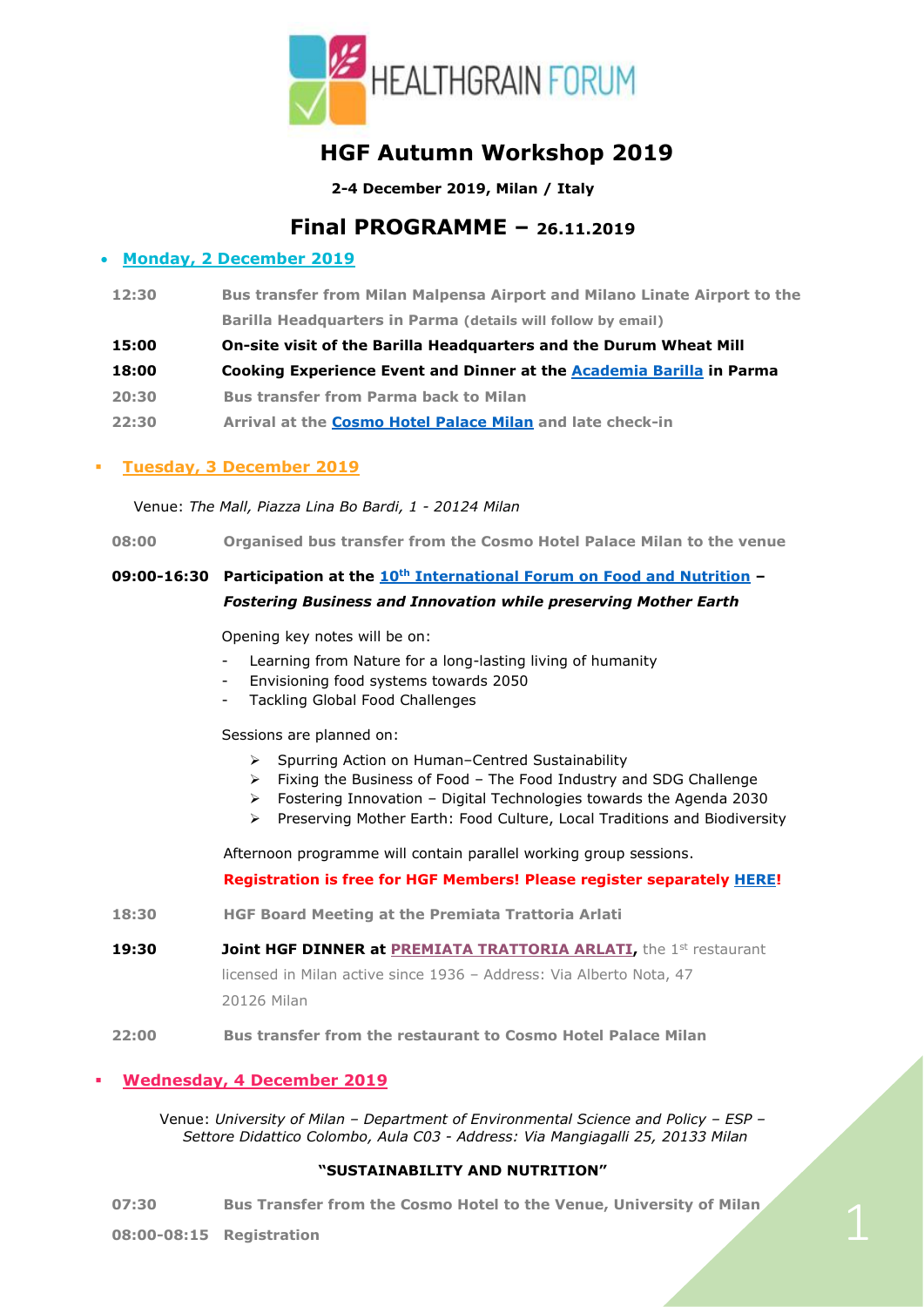HEALTHGRAIN FORUM

# HGF Autumn Workshop 2019

**2-4 December 2019, Milan / Italy**

## Final PROGRAMME – 26.11.2019

- **Monday, 2 December 2019**

| | |
|---|---|
| **12:30** | **Bus transfer from Milan Malpensa Airport and Milano Linate Airport to the Barilla Headquarters in Parma** (details will follow by email) |
| **15:00** | **On-site visit of the Barilla Headquarters and the Durum Wheat Mill** |
| **18:00** | **Cooking Experience Event and Dinner at the Academia Barilla in Parma** |
| **20:30** | **Bus transfer from Parma back to Milan** |
| **22:30** | **Arrival at the Cosmo Hotel Palace Milan and late check-in** |

- **Tuesday, 3 December 2019**

Venue: *The Mall, Piazza Lina Bo Bardi, 1 - 20124 Milan*

**08:00** **Organised bus transfer from the Cosmo Hotel Palace Milan to the venue**

**09:00-16:30** **Participation at the 10th International Forum on Food and Nutrition – *Fostering Business and Innovation while preserving Mother Earth***

Opening key notes will be on:

- Learning from Nature for a long-lasting living of humanity
- Envisioning food systems towards 2050
- Tackling Global Food Challenges

Sessions are planned on:

- Spurring Action on Human–Centred Sustainability
- Fixing the Business of Food – The Food Industry and SDG Challenge
- Fostering Innovation – Digital Technologies towards the Agenda 2030
- Preserving Mother Earth: Food Culture, Local Traditions and Biodiversity

Afternoon programme will contain parallel working group sessions.

**Registration is free for HGF Members! Please register separately HERE!**

**18:30** **HGF Board Meeting at the Premiata Trattoria Arlati**

**19:30** **Joint HGF DINNER at PREMIATA TRATTORIA ARLATI,** the 1st restaurant licensed in Milan active since 1936 – Address: Via Alberto Nota, 47 20126 Milan

**22:00** **Bus transfer from the restaurant to Cosmo Hotel Palace Milan**

- **Wednesday, 4 December 2019**

Venue: *University of Milan – Department of Environmental Science and Policy – ESP – Settore Didattico Colombo, Aula C03 - Address: Via Mangiagalli 25, 20133 Milan*

**"SUSTAINABILITY AND NUTRITION"**

**07:30** **Bus Transfer from the Cosmo Hotel to the Venue, University of Milan**

**08:00-08:15** **Registration**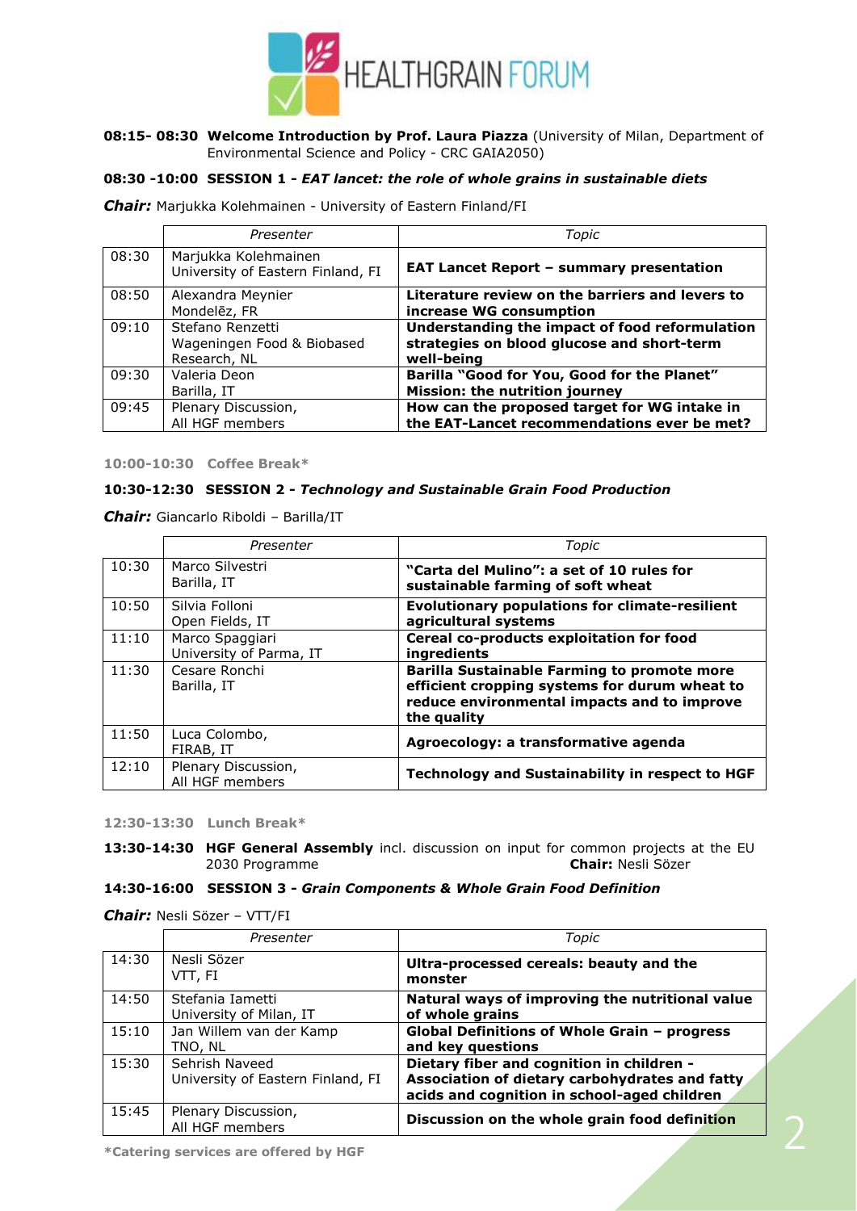**08:15- 08:30 Welcome Introduction by Prof. Laura Piazza** (University of Milan, Department of Environmental Science and Policy - CRC GAIA2050)

**08:30 -10:00 SESSION 1 -** ***EAT lancet: the role of whole grains in sustainable diets***

***Chair:*** Marjukka Kolehmainen - University of Eastern Finland/FI

| | *Presenter* | *Topic* |
|---|---|---|
| 08:30 | Marjukka Kolehmainen<br>University of Eastern Finland, FI | **EAT Lancet Report – summary presentation** |
| 08:50 | Alexandra Meynier<br>Mondelēz, FR | **Literature review on the barriers and levers to increase WG consumption** |
| 09:10 | Stefano Renzetti<br>Wageningen Food & Biobased Research, NL | **Understanding the impact of food reformulation strategies on blood glucose and short-term well-being** |
| 09:30 | Valeria Deon<br>Barilla, IT | **Barilla "Good for You, Good for the Planet" Mission: the nutrition journey** |
| 09:45 | Plenary Discussion,<br>All HGF members | **How can the proposed target for WG intake in the EAT-Lancet recommendations ever be met?** |

**10:00-10:30 Coffee Break***

**10:30-12:30 SESSION 2 -** ***Technology and Sustainable Grain Food Production***

***Chair:*** Giancarlo Riboldi – Barilla/IT

| | *Presenter* | *Topic* |
|---|---|---|
| 10:30 | Marco Silvestri<br>Barilla, IT | **"Carta del Mulino": a set of 10 rules for sustainable farming of soft wheat** |
| 10:50 | Silvia Folloni<br>Open Fields, IT | **Evolutionary populations for climate-resilient agricultural systems** |
| 11:10 | Marco Spaggiari<br>University of Parma, IT | **Cereal co-products exploitation for food ingredients** |
| 11:30 | Cesare Ronchi<br>Barilla, IT | **Barilla Sustainable Farming to promote more efficient cropping systems for durum wheat to reduce environmental impacts and to improve the quality** |
| 11:50 | Luca Colombo,<br>FIRAB, IT | **Agroecology: a transformative agenda** |
| 12:10 | Plenary Discussion,<br>All HGF members | **Technology and Sustainability in respect to HGF** |

**12:30-13:30 Lunch Break***

**13:30-14:30 HGF General Assembly** incl. discussion on input for common projects at the EU 2030 Programme **Chair:** Nesli Sözer

**14:30-16:00 SESSION 3 -** ***Grain Components & Whole Grain Food Definition***

***Chair:*** Nesli Sözer – VTT/FI

| | *Presenter* | *Topic* |
|---|---|---|
| 14:30 | Nesli Sözer<br>VTT, FI | **Ultra-processed cereals: beauty and the monster** |
| 14:50 | Stefania Iametti<br>University of Milan, IT | **Natural ways of improving the nutritional value of whole grains** |
| 15:10 | Jan Willem van der Kamp<br>TNO, NL | **Global Definitions of Whole Grain – progress and key questions** |
| 15:30 | Sehrish Naveed<br>University of Eastern Finland, FI | **Dietary fiber and cognition in children - Association of dietary carbohydrates and fatty acids and cognition in school-aged children** |
| 15:45 | Plenary Discussion,<br>All HGF members | **Discussion on the whole grain food definition** |

***Catering services are offered by HGF**